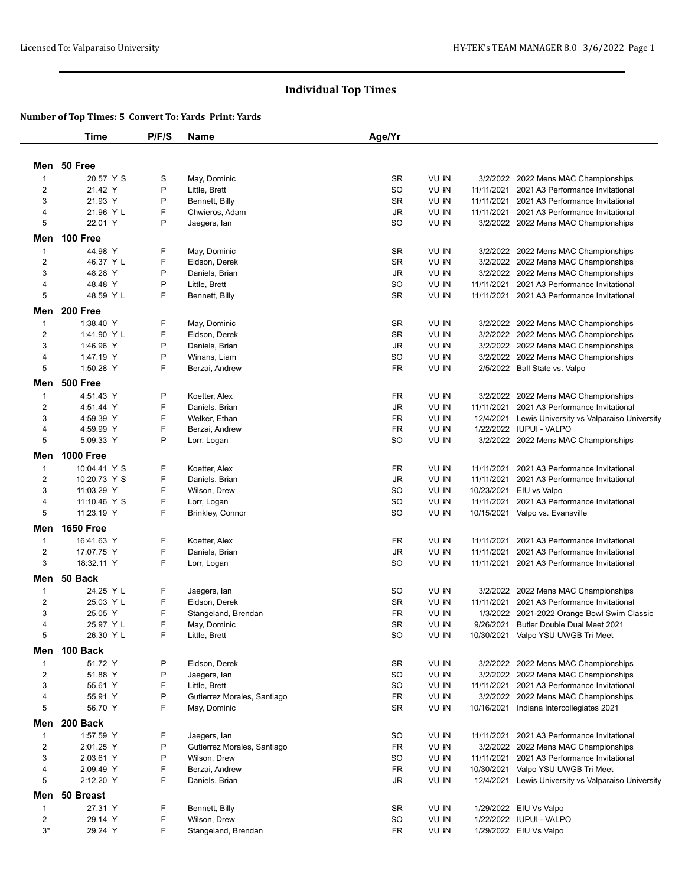# Individual Top Times

**Number of Top Times: 5 Convert To: Yards Print: Yards**

| | Time | P/F/S | Name | Age/Yr | | | |
|---|---|---|---|---|---|---|---|
| **Men 50 Free** | | | | | | | |
| 1 | 20.57 Y S | S | May, Dominic | SR | VU -IN | 3/2/2022 | 2022 Mens MAC Championships |
| 2 | 21.42 Y | P | Little, Brett | SO | VU -IN | 11/11/2021 | 2021 A3 Performance Invitational |
| 3 | 21.93 Y | P | Bennett, Billy | SR | VU -IN | 11/11/2021 | 2021 A3 Performance Invitational |
| 4 | 21.96 Y L | F | Chwieros, Adam | JR | VU -IN | 11/11/2021 | 2021 A3 Performance Invitational |
| 5 | 22.01 Y | P | Jaegers, Ian | SO | VU -IN | 3/2/2022 | 2022 Mens MAC Championships |
| **Men 100 Free** | | | | | | | |
| 1 | 44.98 Y | F | May, Dominic | SR | VU -IN | 3/2/2022 | 2022 Mens MAC Championships |
| 2 | 46.37 Y L | F | Eidson, Derek | SR | VU -IN | 3/2/2022 | 2022 Mens MAC Championships |
| 3 | 48.28 Y | P | Daniels, Brian | JR | VU -IN | 3/2/2022 | 2022 Mens MAC Championships |
| 4 | 48.48 Y | P | Little, Brett | SO | VU -IN | 11/11/2021 | 2021 A3 Performance Invitational |
| 5 | 48.59 Y L | F | Bennett, Billy | SR | VU -IN | 11/11/2021 | 2021 A3 Performance Invitational |
| **Men 200 Free** | | | | | | | |
| 1 | 1:38.40 Y | F | May, Dominic | SR | VU -IN | 3/2/2022 | 2022 Mens MAC Championships |
| 2 | 1:41.90 Y L | F | Eidson, Derek | SR | VU -IN | 3/2/2022 | 2022 Mens MAC Championships |
| 3 | 1:46.96 Y | P | Daniels, Brian | JR | VU -IN | 3/2/2022 | 2022 Mens MAC Championships |
| 4 | 1:47.19 Y | P | Winans, Liam | SO | VU -IN | 3/2/2022 | 2022 Mens MAC Championships |
| 5 | 1:50.28 Y | F | Berzai, Andrew | FR | VU -IN | 2/5/2022 | Ball State vs. Valpo |
| **Men 500 Free** | | | | | | | |
| 1 | 4:51.43 Y | P | Koetter, Alex | FR | VU -IN | 3/2/2022 | 2022 Mens MAC Championships |
| 2 | 4:51.44 Y | F | Daniels, Brian | JR | VU -IN | 11/11/2021 | 2021 A3 Performance Invitational |
| 3 | 4:59.39 Y | F | Welker, Ethan | FR | VU -IN | 12/4/2021 | Lewis University vs Valparaiso University |
| 4 | 4:59.99 Y | F | Berzai, Andrew | FR | VU -IN | 1/22/2022 | IUPUI - VALPO |
| 5 | 5:09.33 Y | P | Lorr, Logan | SO | VU -IN | 3/2/2022 | 2022 Mens MAC Championships |
| **Men 1000 Free** | | | | | | | |
| 1 | 10:04.41 Y S | F | Koetter, Alex | FR | VU -IN | 11/11/2021 | 2021 A3 Performance Invitational |
| 2 | 10:20.73 Y S | F | Daniels, Brian | JR | VU -IN | 11/11/2021 | 2021 A3 Performance Invitational |
| 3 | 11:03.29 Y | F | Wilson, Drew | SO | VU -IN | 10/23/2021 | EIU vs Valpo |
| 4 | 11:10.46 Y S | F | Lorr, Logan | SO | VU -IN | 11/11/2021 | 2021 A3 Performance Invitational |
| 5 | 11:23.19 Y | F | Brinkley, Connor | SO | VU -IN | 10/15/2021 | Valpo vs. Evansville |
| **Men 1650 Free** | | | | | | | |
| 1 | 16:41.63 Y | F | Koetter, Alex | FR | VU -IN | 11/11/2021 | 2021 A3 Performance Invitational |
| 2 | 17:07.75 Y | F | Daniels, Brian | JR | VU -IN | 11/11/2021 | 2021 A3 Performance Invitational |
| 3 | 18:32.11 Y | F | Lorr, Logan | SO | VU -IN | 11/11/2021 | 2021 A3 Performance Invitational |
| **Men 50 Back** | | | | | | | |
| 1 | 24.25 Y L | F | Jaegers, Ian | SO | VU -IN | 3/2/2022 | 2022 Mens MAC Championships |
| 2 | 25.03 Y L | F | Eidson, Derek | SR | VU -IN | 11/11/2021 | 2021 A3 Performance Invitational |
| 3 | 25.05 Y | F | Stangeland, Brendan | FR | VU -IN | 1/3/2022 | 2021-2022 Orange Bowl Swim Classic |
| 4 | 25.97 Y L | F | May, Dominic | SR | VU -IN | 9/26/2021 | Butler Double Dual Meet 2021 |
| 5 | 26.30 Y L | F | Little, Brett | SO | VU -IN | 10/30/2021 | Valpo YSU UWGB Tri Meet |
| **Men 100 Back** | | | | | | | |
| 1 | 51.72 Y | P | Eidson, Derek | SR | VU -IN | 3/2/2022 | 2022 Mens MAC Championships |
| 2 | 51.88 Y | P | Jaegers, Ian | SO | VU -IN | 3/2/2022 | 2022 Mens MAC Championships |
| 3 | 55.61 Y | F | Little, Brett | SO | VU -IN | 11/11/2021 | 2021 A3 Performance Invitational |
| 4 | 55.91 Y | P | Gutierrez Morales, Santiago | FR | VU -IN | 3/2/2022 | 2022 Mens MAC Championships |
| 5 | 56.70 Y | F | May, Dominic | SR | VU -IN | 10/16/2021 | Indiana Intercollegiates 2021 |
| **Men 200 Back** | | | | | | | |
| 1 | 1:57.59 Y | F | Jaegers, Ian | SO | VU -IN | 11/11/2021 | 2021 A3 Performance Invitational |
| 2 | 2:01.25 Y | P | Gutierrez Morales, Santiago | FR | VU -IN | 3/2/2022 | 2022 Mens MAC Championships |
| 3 | 2:03.61 Y | P | Wilson, Drew | SO | VU -IN | 11/11/2021 | 2021 A3 Performance Invitational |
| 4 | 2:09.49 Y | F | Berzai, Andrew | FR | VU -IN | 10/30/2021 | Valpo YSU UWGB Tri Meet |
| 5 | 2:12.20 Y | F | Daniels, Brian | JR | VU -IN | 12/4/2021 | Lewis University vs Valparaiso University |
| **Men 50 Breast** | | | | | | | |
| 1 | 27.31 Y | F | Bennett, Billy | SR | VU -IN | 1/29/2022 | EIU Vs Valpo |
| 2 | 29.14 Y | F | Wilson, Drew | SO | VU -IN | 1/22/2022 | IUPUI - VALPO |
| 3* | 29.24 Y | F | Stangeland, Brendan | FR | VU -IN | 1/29/2022 | EIU Vs Valpo |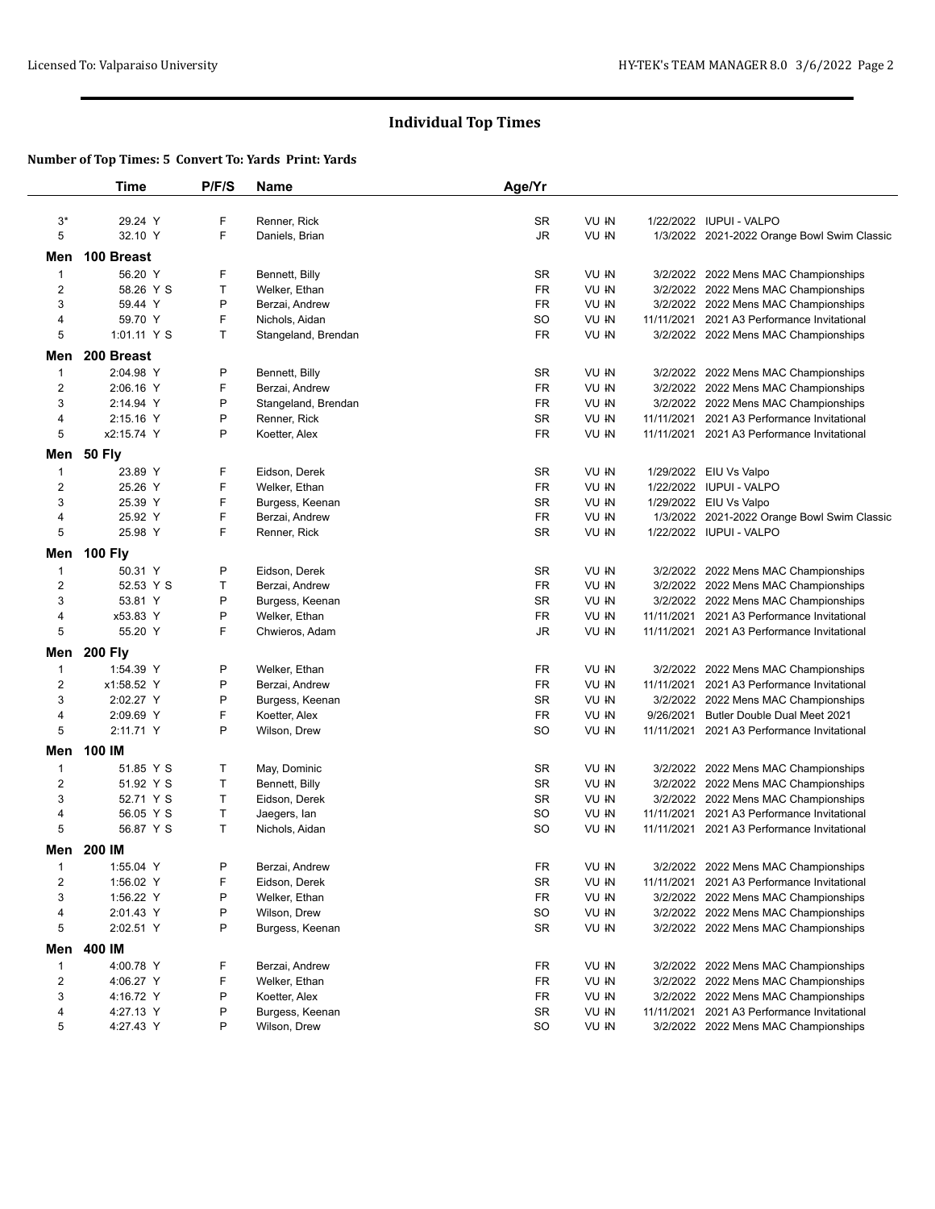## Individual Top Times

**Number of Top Times: 5 Convert To: Yards Print: Yards**

| | Time | P/F/S | Name | Age/Yr | | | |
|---|---|---|---|---|---|---|---|
| 3* | 29.24 Y | F | Renner, Rick | SR | VU IN | 1/22/2022 | IUPUI - VALPO |
| 5 | 32.10 Y | F | Daniels, Brian | JR | VU IN | 1/3/2022 | 2021-2022 Orange Bowl Swim Classic |
| **Men 100 Breast** | | | | | | | |
| 1 | 56.20 Y | F | Bennett, Billy | SR | VU IN | 3/2/2022 | 2022 Mens MAC Championships |
| 2 | 58.26 Y S | T | Welker, Ethan | FR | VU IN | 3/2/2022 | 2022 Mens MAC Championships |
| 3 | 59.44 Y | P | Berzai, Andrew | FR | VU IN | 3/2/2022 | 2022 Mens MAC Championships |
| 4 | 59.70 Y | F | Nichols, Aidan | SO | VU IN | 11/11/2021 | 2021 A3 Performance Invitational |
| 5 | 1:01.11 Y S | T | Stangeland, Brendan | FR | VU IN | 3/2/2022 | 2022 Mens MAC Championships |
| **Men 200 Breast** | | | | | | | |
| 1 | 2:04.98 Y | P | Bennett, Billy | SR | VU IN | 3/2/2022 | 2022 Mens MAC Championships |
| 2 | 2:06.16 Y | F | Berzai, Andrew | FR | VU IN | 3/2/2022 | 2022 Mens MAC Championships |
| 3 | 2:14.94 Y | P | Stangeland, Brendan | FR | VU IN | 3/2/2022 | 2022 Mens MAC Championships |
| 4 | 2:15.16 Y | P | Renner, Rick | SR | VU IN | 11/11/2021 | 2021 A3 Performance Invitational |
| 5 | x2:15.74 Y | P | Koetter, Alex | FR | VU IN | 11/11/2021 | 2021 A3 Performance Invitational |
| **Men 50 Fly** | | | | | | | |
| 1 | 23.89 Y | F | Eidson, Derek | SR | VU IN | 1/29/2022 | EIU Vs Valpo |
| 2 | 25.26 Y | F | Welker, Ethan | FR | VU IN | 1/22/2022 | IUPUI - VALPO |
| 3 | 25.39 Y | F | Burgess, Keenan | SR | VU IN | 1/29/2022 | EIU Vs Valpo |
| 4 | 25.92 Y | F | Berzai, Andrew | FR | VU IN | 1/3/2022 | 2021-2022 Orange Bowl Swim Classic |
| 5 | 25.98 Y | F | Renner, Rick | SR | VU IN | 1/22/2022 | IUPUI - VALPO |
| **Men 100 Fly** | | | | | | | |
| 1 | 50.31 Y | P | Eidson, Derek | SR | VU IN | 3/2/2022 | 2022 Mens MAC Championships |
| 2 | 52.53 Y S | T | Berzai, Andrew | FR | VU IN | 3/2/2022 | 2022 Mens MAC Championships |
| 3 | 53.81 Y | P | Burgess, Keenan | SR | VU IN | 3/2/2022 | 2022 Mens MAC Championships |
| 4 | x53.83 Y | P | Welker, Ethan | FR | VU IN | 11/11/2021 | 2021 A3 Performance Invitational |
| 5 | 55.20 Y | F | Chwieros, Adam | JR | VU IN | 11/11/2021 | 2021 A3 Performance Invitational |
| **Men 200 Fly** | | | | | | | |
| 1 | 1:54.39 Y | P | Welker, Ethan | FR | VU IN | 3/2/2022 | 2022 Mens MAC Championships |
| 2 | x1:58.52 Y | P | Berzai, Andrew | FR | VU IN | 11/11/2021 | 2021 A3 Performance Invitational |
| 3 | 2:02.27 Y | P | Burgess, Keenan | SR | VU IN | 3/2/2022 | 2022 Mens MAC Championships |
| 4 | 2:09.69 Y | F | Koetter, Alex | FR | VU IN | 9/26/2021 | Butler Double Dual Meet 2021 |
| 5 | 2:11.71 Y | P | Wilson, Drew | SO | VU IN | 11/11/2021 | 2021 A3 Performance Invitational |
| **Men 100 IM** | | | | | | | |
| 1 | 51.85 Y S | T | May, Dominic | SR | VU IN | 3/2/2022 | 2022 Mens MAC Championships |
| 2 | 51.92 Y S | T | Bennett, Billy | SR | VU IN | 3/2/2022 | 2022 Mens MAC Championships |
| 3 | 52.71 Y S | T | Eidson, Derek | SR | VU IN | 3/2/2022 | 2022 Mens MAC Championships |
| 4 | 56.05 Y S | T | Jaegers, Ian | SO | VU IN | 11/11/2021 | 2021 A3 Performance Invitational |
| 5 | 56.87 Y S | T | Nichols, Aidan | SO | VU IN | 11/11/2021 | 2021 A3 Performance Invitational |
| **Men 200 IM** | | | | | | | |
| 1 | 1:55.04 Y | P | Berzai, Andrew | FR | VU IN | 3/2/2022 | 2022 Mens MAC Championships |
| 2 | 1:56.02 Y | F | Eidson, Derek | SR | VU IN | 11/11/2021 | 2021 A3 Performance Invitational |
| 3 | 1:56.22 Y | P | Welker, Ethan | FR | VU IN | 3/2/2022 | 2022 Mens MAC Championships |
| 4 | 2:01.43 Y | P | Wilson, Drew | SO | VU IN | 3/2/2022 | 2022 Mens MAC Championships |
| 5 | 2:02.51 Y | P | Burgess, Keenan | SR | VU IN | 3/2/2022 | 2022 Mens MAC Championships |
| **Men 400 IM** | | | | | | | |
| 1 | 4:00.78 Y | F | Berzai, Andrew | FR | VU IN | 3/2/2022 | 2022 Mens MAC Championships |
| 2 | 4:06.27 Y | F | Welker, Ethan | FR | VU IN | 3/2/2022 | 2022 Mens MAC Championships |
| 3 | 4:16.72 Y | P | Koetter, Alex | FR | VU IN | 3/2/2022 | 2022 Mens MAC Championships |
| 4 | 4:27.13 Y | P | Burgess, Keenan | SR | VU IN | 11/11/2021 | 2021 A3 Performance Invitational |
| 5 | 4:27.43 Y | P | Wilson, Drew | SO | VU IN | 3/2/2022 | 2022 Mens MAC Championships |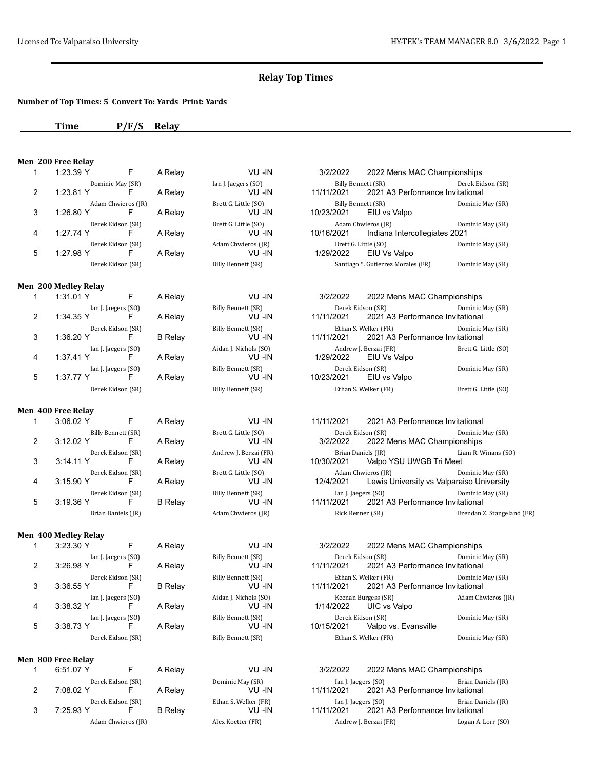## Relay Top Times

**Number of Top Times: 5 Convert To: Yards Print: Yards**

### Men 200 Free Relay

| # | Time | P/F/S | Relay | Team | Date | Meet |
|---|---|---|---|---|---|---|
| 1 | 1:23.39 Y | F | A Relay | VU -IN | 3/2/2022 | 2022 Mens MAC Championships |
| | Dominic May (SR) | | Ian J. Jaegers (SO) | | Billy Bennett (SR) | Derek Eidson (SR) |
| 2 | 1:23.81 Y | F | A Relay | VU -IN | 11/11/2021 | 2021 A3 Performance Invitational |
| | Adam Chwieros (JR) | | Brett G. Little (SO) | | Billy Bennett (SR) | Dominic May (SR) |
| 3 | 1:26.80 Y | F | A Relay | VU -IN | 10/23/2021 | EIU vs Valpo |
| | Derek Eidson (SR) | | Brett G. Little (SO) | | Adam Chwieros (JR) | Dominic May (SR) |
| 4 | 1:27.74 Y | F | A Relay | VU -IN | 10/16/2021 | Indiana Intercollegiates 2021 |
| | Derek Eidson (SR) | | Adam Chwieros (JR) | | Brett G. Little (SO) | Dominic May (SR) |
| 5 | 1:27.98 Y | F | A Relay | VU -IN | 1/29/2022 | EIU Vs Valpo |
| | Derek Eidson (SR) | | Billy Bennett (SR) | | Santiago *. Gutierrez Morales (FR) | Dominic May (SR) |

### Men 200 Medley Relay

| # | Time | P/F/S | Relay | Team | Date | Meet |
|---|---|---|---|---|---|---|
| 1 | 1:31.01 Y | F | A Relay | VU -IN | 3/2/2022 | 2022 Mens MAC Championships |
| | Ian J. Jaegers (SO) | | Billy Bennett (SR) | | Derek Eidson (SR) | Dominic May (SR) |
| 2 | 1:34.35 Y | F | A Relay | VU -IN | 11/11/2021 | 2021 A3 Performance Invitational |
| | Derek Eidson (SR) | | Billy Bennett (SR) | | Ethan S. Welker (FR) | Dominic May (SR) |
| 3 | 1:36.20 Y | F | B Relay | VU -IN | 11/11/2021 | 2021 A3 Performance Invitational |
| | Ian J. Jaegers (SO) | | Aidan J. Nichols (SO) | | Andrew J. Berzai (FR) | Brett G. Little (SO) |
| 4 | 1:37.41 Y | F | A Relay | VU -IN | 1/29/2022 | EIU Vs Valpo |
| | Ian J. Jaegers (SO) | | Billy Bennett (SR) | | Derek Eidson (SR) | Dominic May (SR) |
| 5 | 1:37.77 Y | F | A Relay | VU -IN | 10/23/2021 | EIU vs Valpo |
| | Derek Eidson (SR) | | Billy Bennett (SR) | | Ethan S. Welker (FR) | Brett G. Little (SO) |

### Men 400 Free Relay

| # | Time | P/F/S | Relay | Team | Date | Meet |
|---|---|---|---|---|---|---|
| 1 | 3:06.02 Y | F | A Relay | VU -IN | 11/11/2021 | 2021 A3 Performance Invitational |
| | Billy Bennett (SR) | | Brett G. Little (SO) | | Derek Eidson (SR) | Dominic May (SR) |
| 2 | 3:12.02 Y | F | A Relay | VU -IN | 3/2/2022 | 2022 Mens MAC Championships |
| | Derek Eidson (SR) | | Andrew J. Berzai (FR) | | Brian Daniels (JR) | Liam R. Winans (SO) |
| 3 | 3:14.11 Y | F | A Relay | VU -IN | 10/30/2021 | Valpo YSU UWGB Tri Meet |
| | Derek Eidson (SR) | | Brett G. Little (SO) | | Adam Chwieros (JR) | Dominic May (SR) |
| 4 | 3:15.90 Y | F | A Relay | VU -IN | 12/4/2021 | Lewis University vs Valparaiso University |
| | Derek Eidson (SR) | | Billy Bennett (SR) | | Ian J. Jaegers (SO) | Dominic May (SR) |
| 5 | 3:19.36 Y | F | B Relay | VU -IN | 11/11/2021 | 2021 A3 Performance Invitational |
| | Brian Daniels (JR) | | Adam Chwieros (JR) | | Rick Renner (SR) | Brendan Z. Stangeland (FR) |

### Men 400 Medley Relay

| # | Time | P/F/S | Relay | Team | Date | Meet |
|---|---|---|---|---|---|---|
| 1 | 3:23.30 Y | F | A Relay | VU -IN | 3/2/2022 | 2022 Mens MAC Championships |
| | Ian J. Jaegers (SO) | | Billy Bennett (SR) | | Derek Eidson (SR) | Dominic May (SR) |
| 2 | 3:26.98 Y | F | A Relay | VU -IN | 11/11/2021 | 2021 A3 Performance Invitational |
| | Derek Eidson (SR) | | Billy Bennett (SR) | | Ethan S. Welker (FR) | Dominic May (SR) |
| 3 | 3:36.55 Y | F | B Relay | VU -IN | 11/11/2021 | 2021 A3 Performance Invitational |
| | Ian J. Jaegers (SO) | | Aidan J. Nichols (SO) | | Keenan Burgess (SR) | Adam Chwieros (JR) |
| 4 | 3:38.32 Y | F | A Relay | VU -IN | 1/14/2022 | UIC vs Valpo |
| | Ian J. Jaegers (SO) | | Billy Bennett (SR) | | Derek Eidson (SR) | Dominic May (SR) |
| 5 | 3:38.73 Y | F | A Relay | VU -IN | 10/15/2021 | Valpo vs. Evansville |
| | Derek Eidson (SR) | | Billy Bennett (SR) | | Ethan S. Welker (FR) | Dominic May (SR) |

### Men 800 Free Relay

| # | Time | P/F/S | Relay | Team | Date | Meet |
|---|---|---|---|---|---|---|
| 1 | 6:51.07 Y | F | A Relay | VU -IN | 3/2/2022 | 2022 Mens MAC Championships |
| | Derek Eidson (SR) | | Dominic May (SR) | | Ian J. Jaegers (SO) | Brian Daniels (JR) |
| 2 | 7:08.02 Y | F | A Relay | VU -IN | 11/11/2021 | 2021 A3 Performance Invitational |
| | Derek Eidson (SR) | | Ethan S. Welker (FR) | | Ian J. Jaegers (SO) | Brian Daniels (JR) |
| 3 | 7:25.93 Y | F | B Relay | VU -IN | 11/11/2021 | 2021 A3 Performance Invitational |
| | Adam Chwieros (JR) | | Alex Koetter (FR) | | Andrew J. Berzai (FR) | Logan A. Lorr (SO) |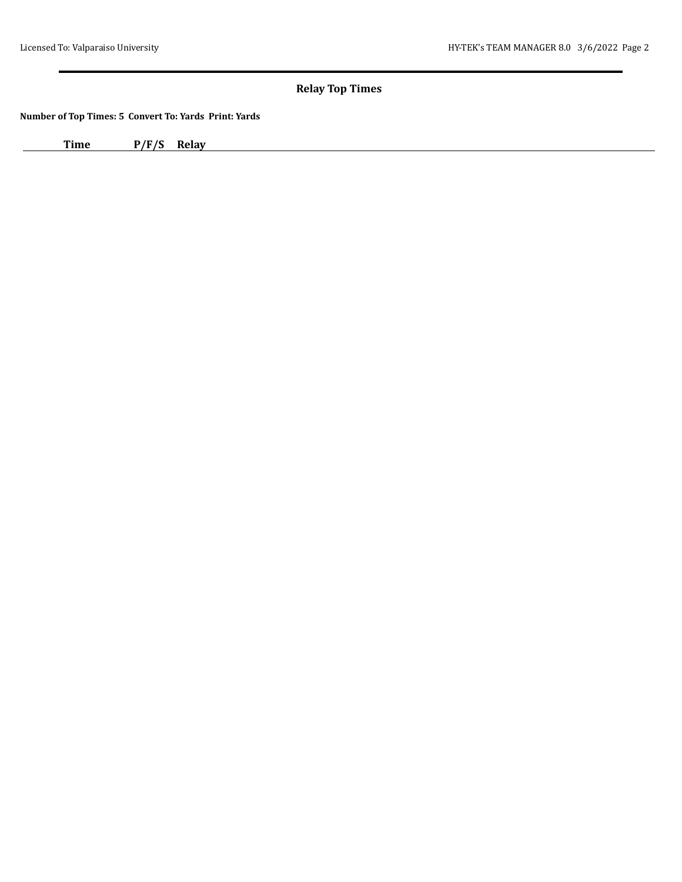## Relay Top Times

**Number of Top Times: 5  Convert To: Yards  Print: Yards**

| Time | P/F/S | Relay |
| --- | --- | --- |